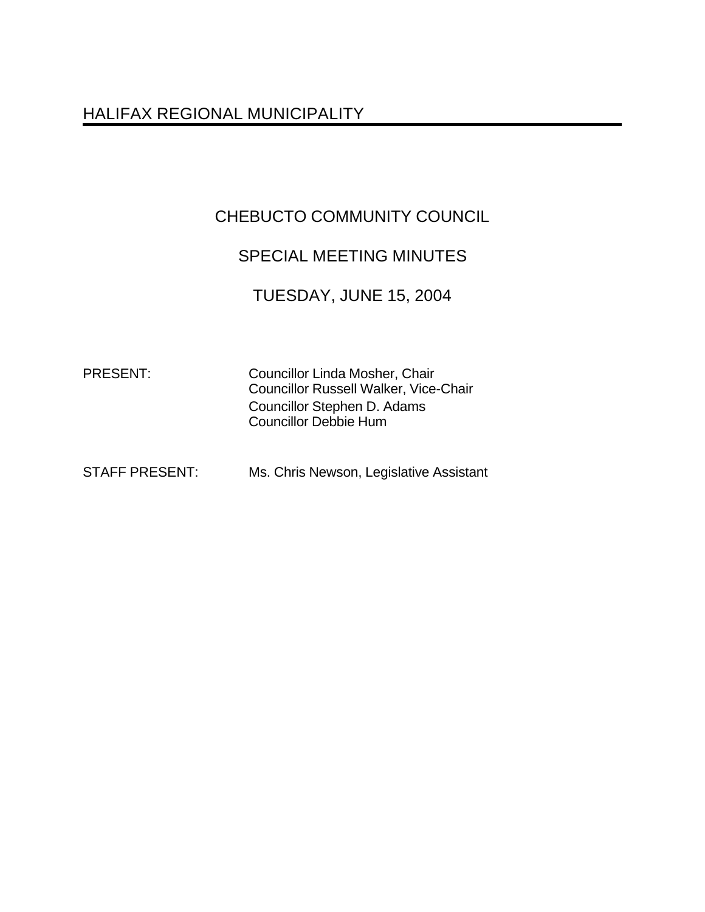# HALIFAX REGIONAL MUNICIPALITY

## CHEBUCTO COMMUNITY COUNCIL

## SPECIAL MEETING MINUTES

## TUESDAY, JUNE 15, 2004

PRESENT: Councillor Linda Mosher, Chair
Councillor Russell Walker, Vice-Chair
Councillor Stephen D. Adams
Councillor Debbie Hum

STAFF PRESENT: Ms. Chris Newson, Legislative Assistant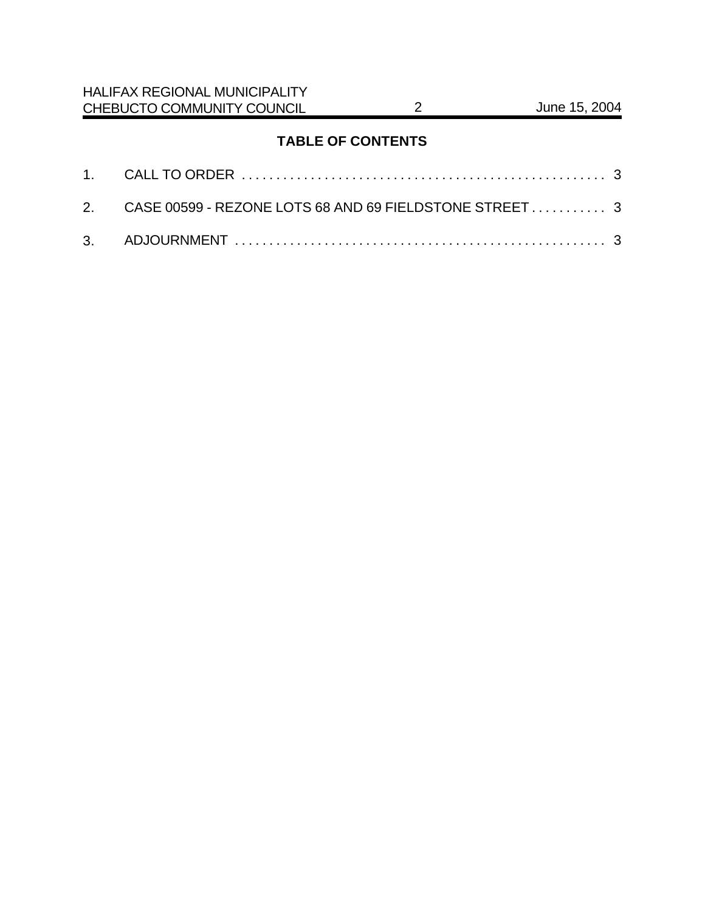## TABLE OF CONTENTS

1. CALL TO ORDER . . . . . . . . . . . . . . . . . . . . . . . . . . . . . . . . . . . . . . . . . . . . . . . . . . . . . 3
2. CASE 00599 - REZONE LOTS 68 AND 69 FIELDSTONE STREET . . . . . . . . . . . 3
3. ADJOURNMENT . . . . . . . . . . . . . . . . . . . . . . . . . . . . . . . . . . . . . . . . . . . . . . . . . . . . . 3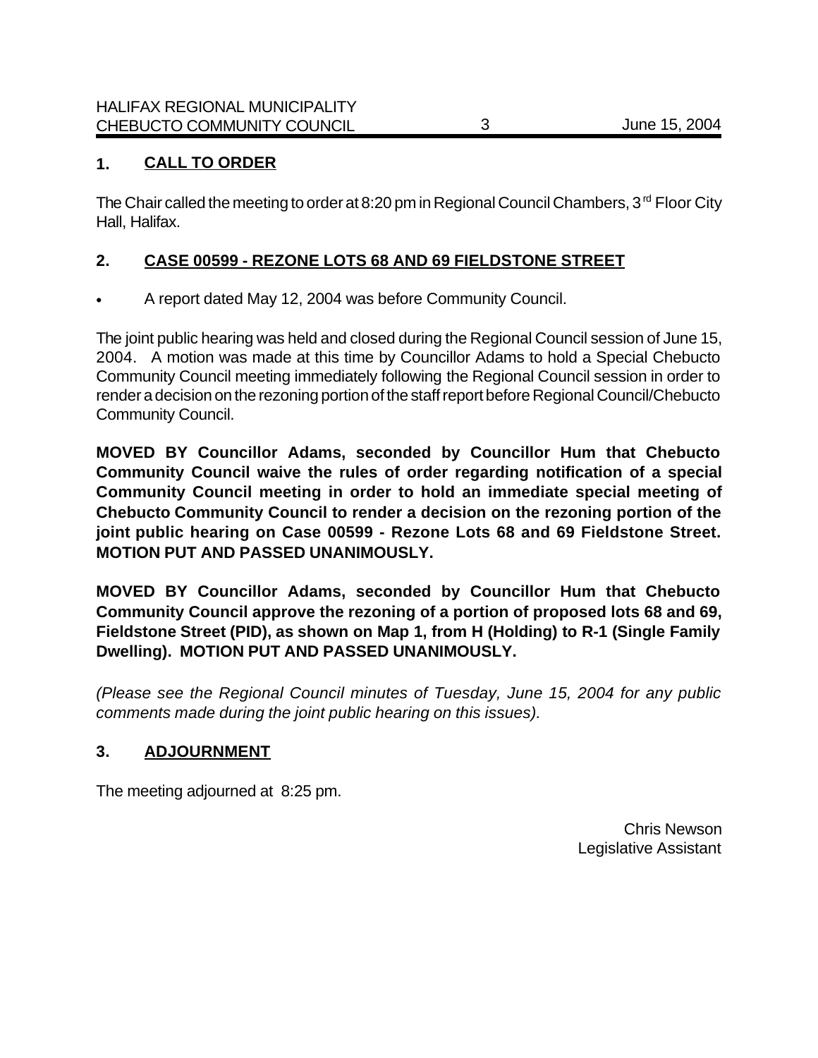## 1. CALL TO ORDER

The Chair called the meeting to order at 8:20 pm in Regional Council Chambers, 3rd Floor City Hall, Halifax.

## 2. CASE 00599 - REZONE LOTS 68 AND 69 FIELDSTONE STREET

- A report dated May 12, 2004 was before Community Council.

The joint public hearing was held and closed during the Regional Council session of June 15, 2004. A motion was made at this time by Councillor Adams to hold a Special Chebucto Community Council meeting immediately following the Regional Council session in order to render a decision on the rezoning portion of the staff report before Regional Council/Chebucto Community Council.

**MOVED BY Councillor Adams, seconded by Councillor Hum that Chebucto Community Council waive the rules of order regarding notification of a special Community Council meeting in order to hold an immediate special meeting of Chebucto Community Council to render a decision on the rezoning portion of the joint public hearing on Case 00599 - Rezone Lots 68 and 69 Fieldstone Street. MOTION PUT AND PASSED UNANIMOUSLY.**

**MOVED BY Councillor Adams, seconded by Councillor Hum that Chebucto Community Council approve the rezoning of a portion of proposed lots 68 and 69, Fieldstone Street (PID), as shown on Map 1, from H (Holding) to R-1 (Single Family Dwelling). MOTION PUT AND PASSED UNANIMOUSLY.**

*(Please see the Regional Council minutes of Tuesday, June 15, 2004 for any public comments made during the joint public hearing on this issues).*

## 3. ADJOURNMENT

The meeting adjourned at 8:25 pm.

Chris Newson
Legislative Assistant